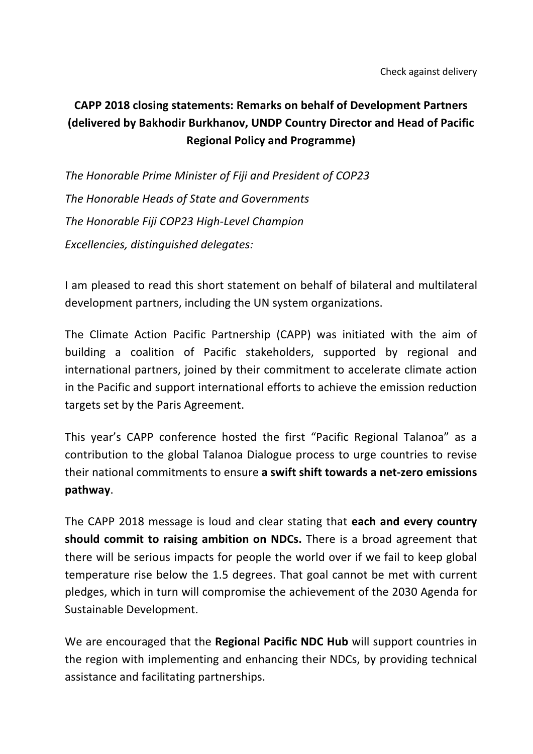Check against delivery

**CAPP 2018 closing statements: Remarks on behalf of Development Partners (delivered by Bakhodir Burkhanov, UNDP Country Director and Head of Pacific Regional Policy and Programme)**

*The Honorable Prime Minister of Fiji and President of COP23*

*The Honorable Heads of State and Governments*

*The Honorable Fiji COP23 High-Level Champion*

*Excellencies, distinguished delegates:*

I am pleased to read this short statement on behalf of bilateral and multilateral development partners, including the UN system organizations.

The Climate Action Pacific Partnership (CAPP) was initiated with the aim of building a coalition of Pacific stakeholders, supported by regional and international partners, joined by their commitment to accelerate climate action in the Pacific and support international efforts to achieve the emission reduction targets set by the Paris Agreement.

This year's CAPP conference hosted the first "Pacific Regional Talanoa" as a contribution to the global Talanoa Dialogue process to urge countries to revise their national commitments to ensure **a swift shift towards a net-zero emissions pathway**.

The CAPP 2018 message is loud and clear stating that **each and every country should commit to raising ambition on NDCs.** There is a broad agreement that there will be serious impacts for people the world over if we fail to keep global temperature rise below the 1.5 degrees. That goal cannot be met with current pledges, which in turn will compromise the achievement of the 2030 Agenda for Sustainable Development.

We are encouraged that the **Regional Pacific NDC Hub** will support countries in the region with implementing and enhancing their NDCs, by providing technical assistance and facilitating partnerships.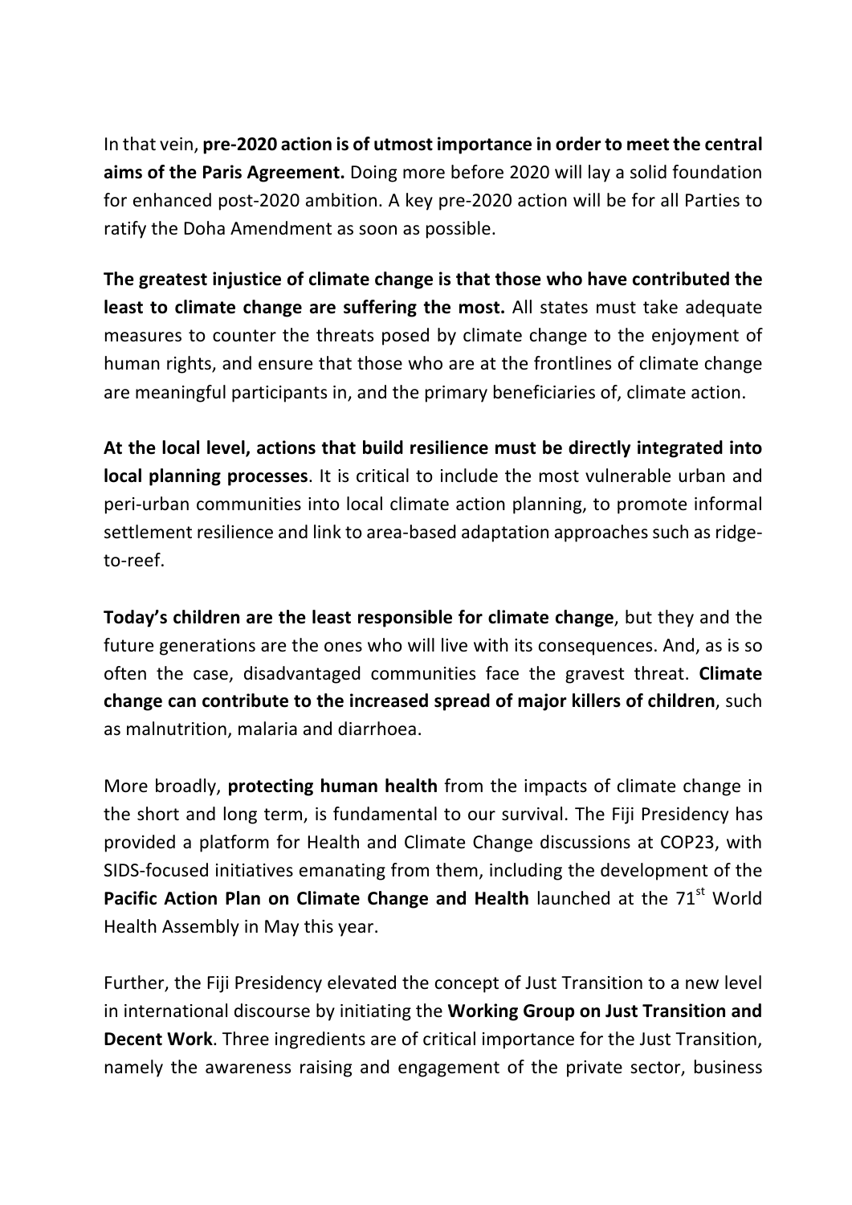In that vein, **pre-2020 action is of utmost importance in order to meet the central aims of the Paris Agreement.** Doing more before 2020 will lay a solid foundation for enhanced post-2020 ambition. A key pre-2020 action will be for all Parties to ratify the Doha Amendment as soon as possible.

**The greatest injustice of climate change is that those who have contributed the least to climate change are suffering the most.** All states must take adequate measures to counter the threats posed by climate change to the enjoyment of human rights, and ensure that those who are at the frontlines of climate change are meaningful participants in, and the primary beneficiaries of, climate action.

**At the local level, actions that build resilience must be directly integrated into local planning processes**. It is critical to include the most vulnerable urban and peri-urban communities into local climate action planning, to promote informal settlement resilience and link to area-based adaptation approaches such as ridge-to-reef.

**Today's children are the least responsible for climate change**, but they and the future generations are the ones who will live with its consequences. And, as is so often the case, disadvantaged communities face the gravest threat. **Climate change can contribute to the increased spread of major killers of children**, such as malnutrition, malaria and diarrhoea.

More broadly, **protecting human health** from the impacts of climate change in the short and long term, is fundamental to our survival. The Fiji Presidency has provided a platform for Health and Climate Change discussions at COP23, with SIDS-focused initiatives emanating from them, including the development of the **Pacific Action Plan on Climate Change and Health** launched at the 71st World Health Assembly in May this year.

Further, the Fiji Presidency elevated the concept of Just Transition to a new level in international discourse by initiating the **Working Group on Just Transition and Decent Work**. Three ingredients are of critical importance for the Just Transition, namely the awareness raising and engagement of the private sector, business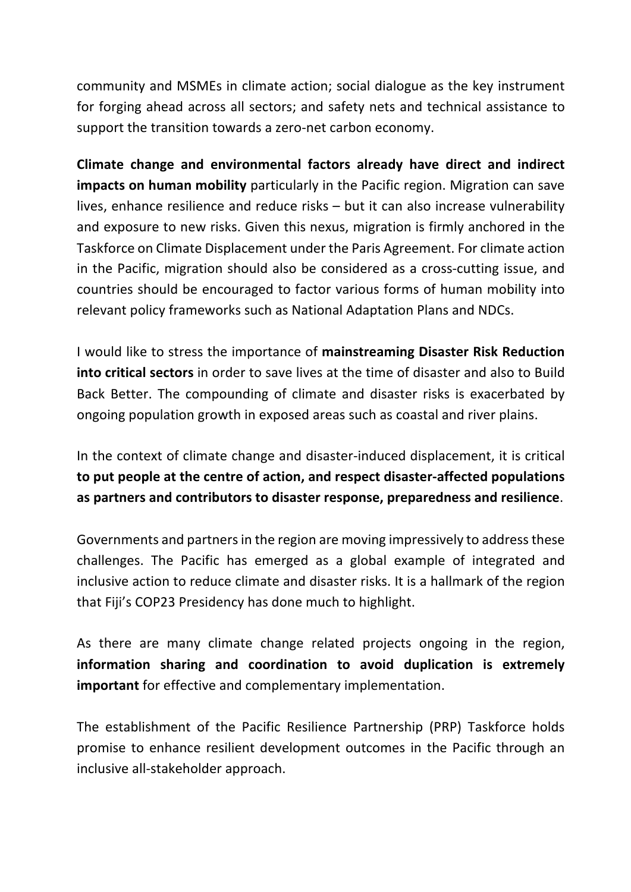community and MSMEs in climate action; social dialogue as the key instrument for forging ahead across all sectors; and safety nets and technical assistance to support the transition towards a zero-net carbon economy.

**Climate change and environmental factors already have direct and indirect impacts on human mobility** particularly in the Pacific region. Migration can save lives, enhance resilience and reduce risks – but it can also increase vulnerability and exposure to new risks. Given this nexus, migration is firmly anchored in the Taskforce on Climate Displacement under the Paris Agreement. For climate action in the Pacific, migration should also be considered as a cross-cutting issue, and countries should be encouraged to factor various forms of human mobility into relevant policy frameworks such as National Adaptation Plans and NDCs.

I would like to stress the importance of **mainstreaming Disaster Risk Reduction into critical sectors** in order to save lives at the time of disaster and also to Build Back Better. The compounding of climate and disaster risks is exacerbated by ongoing population growth in exposed areas such as coastal and river plains.

In the context of climate change and disaster-induced displacement, it is critical **to put people at the centre of action, and respect disaster-affected populations as partners and contributors to disaster response, preparedness and resilience**.

Governments and partners in the region are moving impressively to address these challenges. The Pacific has emerged as a global example of integrated and inclusive action to reduce climate and disaster risks. It is a hallmark of the region that Fiji's COP23 Presidency has done much to highlight.

As there are many climate change related projects ongoing in the region, **information sharing and coordination to avoid duplication is extremely important** for effective and complementary implementation.

The establishment of the Pacific Resilience Partnership (PRP) Taskforce holds promise to enhance resilient development outcomes in the Pacific through an inclusive all-stakeholder approach.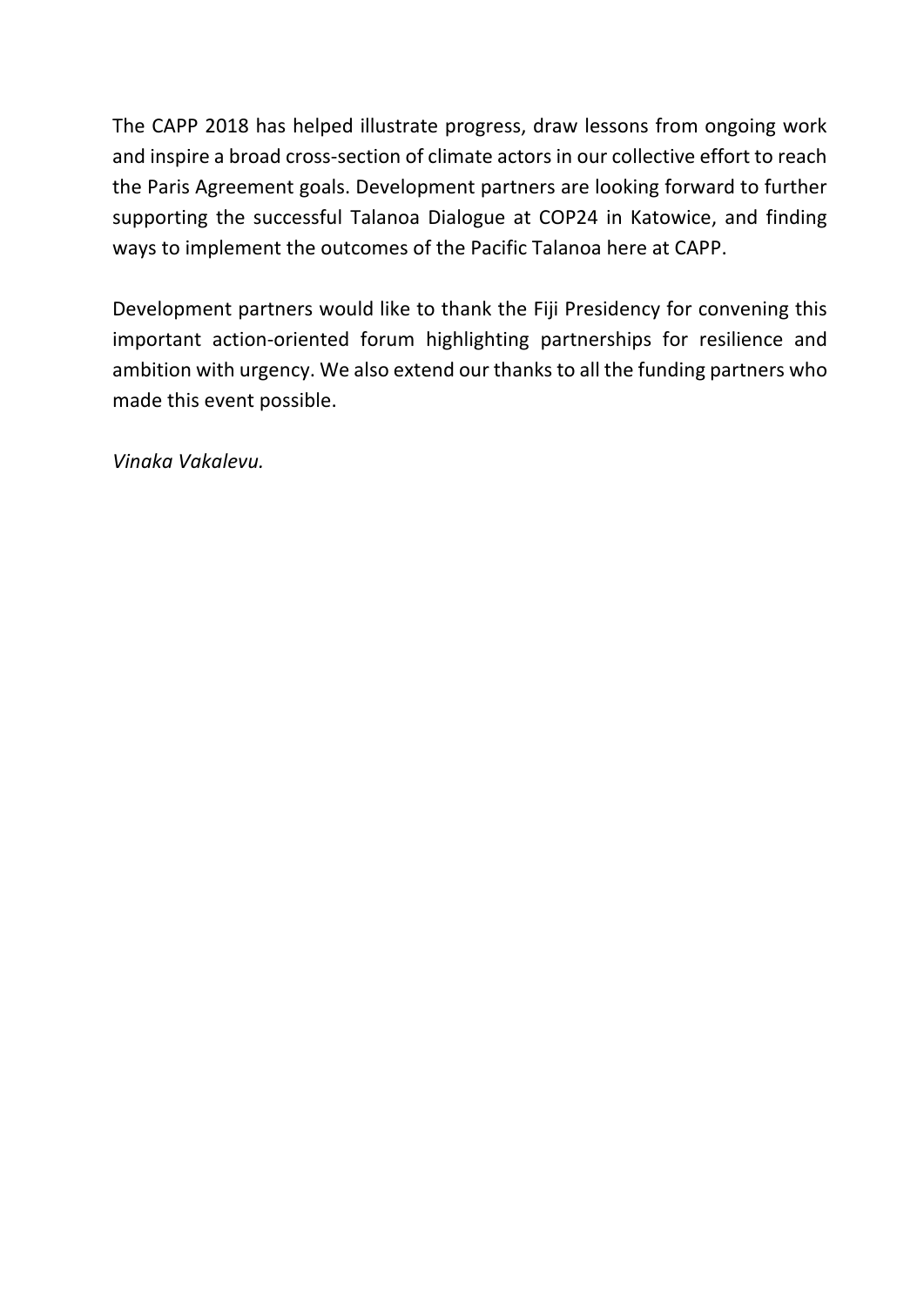The CAPP 2018 has helped illustrate progress, draw lessons from ongoing work and inspire a broad cross-section of climate actors in our collective effort to reach the Paris Agreement goals. Development partners are looking forward to further supporting the successful Talanoa Dialogue at COP24 in Katowice, and finding ways to implement the outcomes of the Pacific Talanoa here at CAPP.

Development partners would like to thank the Fiji Presidency for convening this important action-oriented forum highlighting partnerships for resilience and ambition with urgency. We also extend our thanks to all the funding partners who made this event possible.

*Vinaka Vakalevu.*